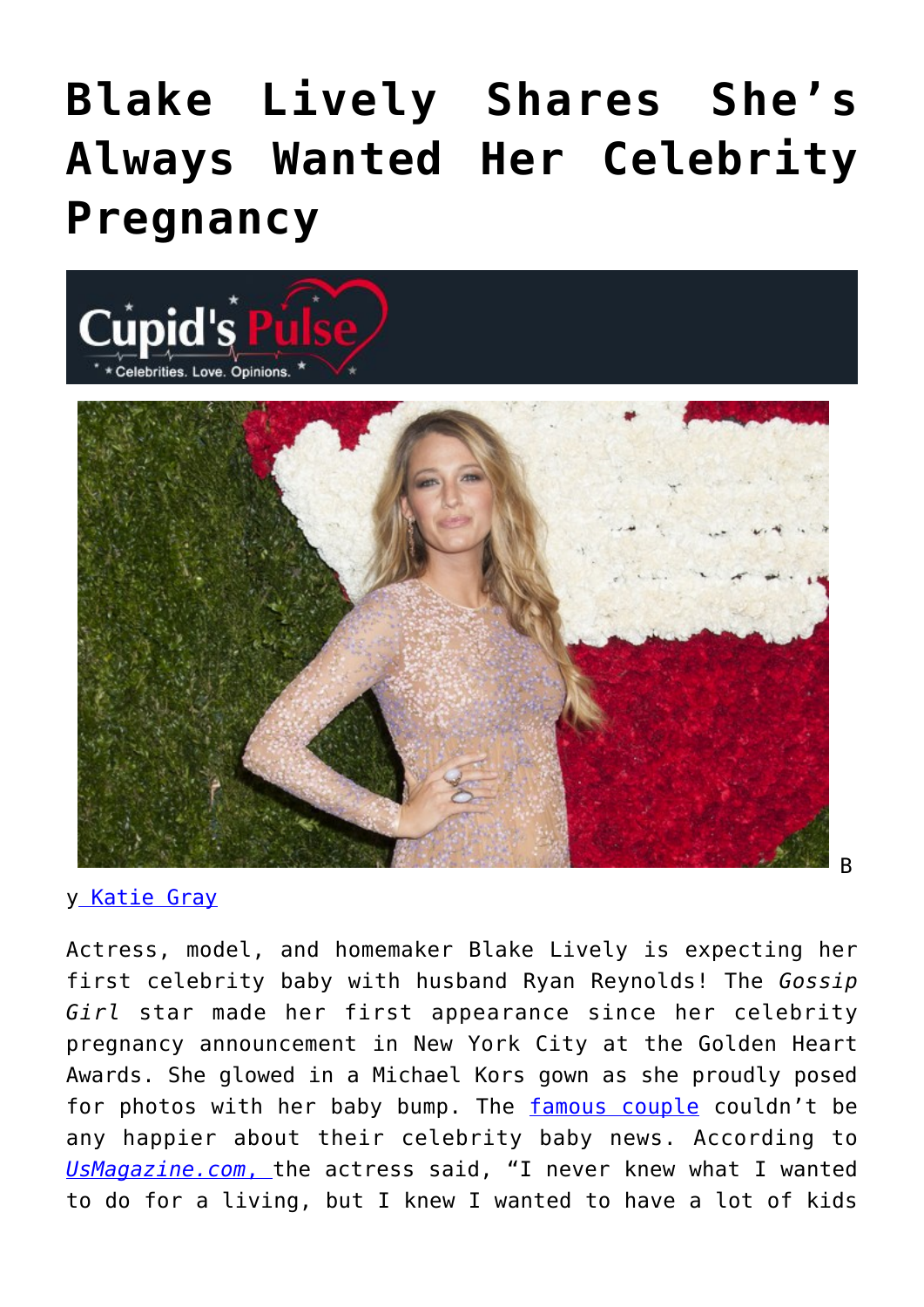# Blake Lively Shares She's Always Wanted Her Celebrity Pregnancy

By Katie Gray

Actress, model, and homemaker Blake Lively is expecting her first celebrity baby with husband Ryan Reynolds! The *Gossip Girl* star made her first appearance since her celebrity pregnancy announcement in New York City at the Golden Heart Awards. She glowed in a Michael Kors gown as she proudly posed for photos with her baby bump. The famous couple couldn't be any happier about their celebrity baby news. According to *UsMagazine.com*, the actress said, "I never knew what I wanted to do for a living, but I knew I wanted to have a lot of kids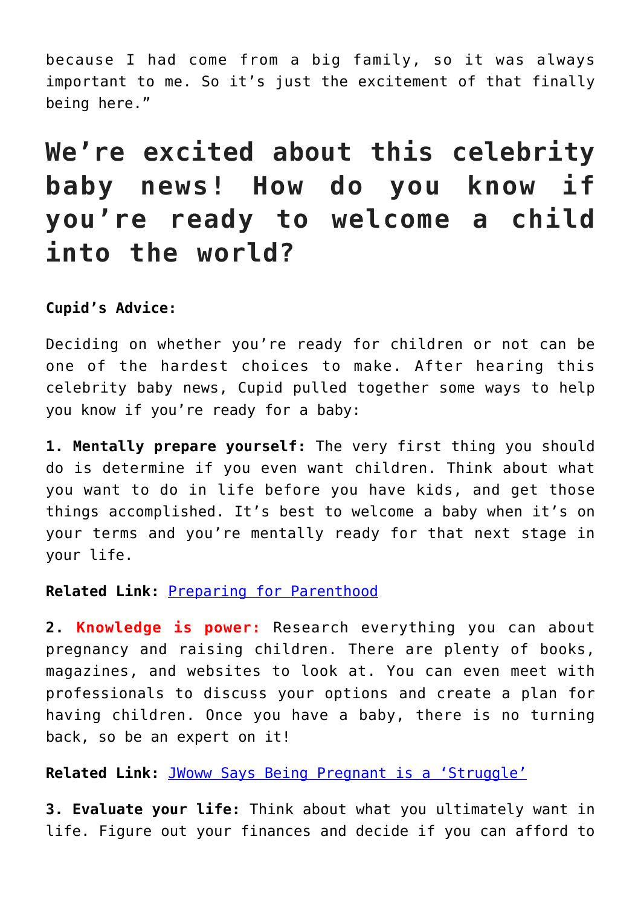because I had come from a big family, so it was always important to me. So it's just the excitement of that finally being here."

## We're excited about this celebrity baby news! How do you know if you're ready to welcome a child into the world?

**Cupid's Advice:**

Deciding on whether you're ready for children or not can be one of the hardest choices to make. After hearing this celebrity baby news, Cupid pulled together some ways to help you know if you're ready for a baby:

**1. Mentally prepare yourself:** The very first thing you should do is determine if you even want children. Think about what you want to do in life before you have kids, and get those things accomplished. It's best to welcome a baby when it's on your terms and you're mentally ready for that next stage in your life.

**Related Link:** [Preparing for Parenthood]()

**2. Knowledge is power:** Research everything you can about pregnancy and raising children. There are plenty of books, magazines, and websites to look at. You can even meet with professionals to discuss your options and create a plan for having children. Once you have a baby, there is no turning back, so be an expert on it!

**Related Link:** [JWoww Says Being Pregnant is a 'Struggle']()

**3. Evaluate your life:** Think about what you ultimately want in life. Figure out your finances and decide if you can afford to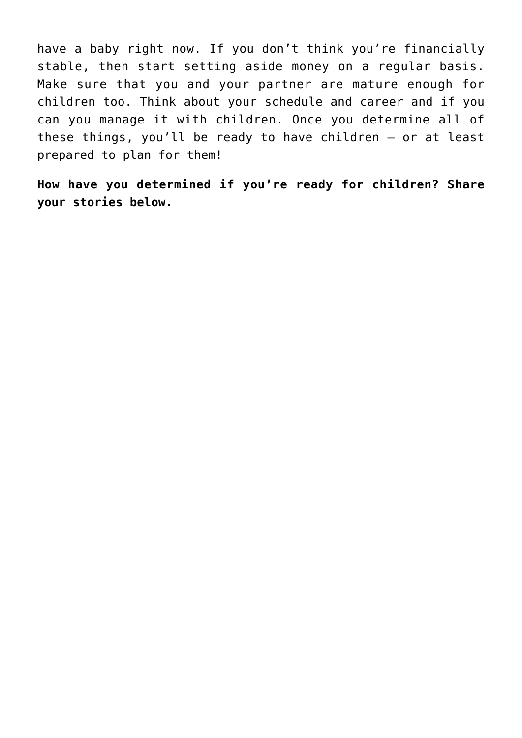have a baby right now. If you don't think you're financially stable, then start setting aside money on a regular basis. Make sure that you and your partner are mature enough for children too. Think about your schedule and career and if you can you manage it with children. Once you determine all of these things, you'll be ready to have children – or at least prepared to plan for them!

**How have you determined if you're ready for children? Share your stories below.**